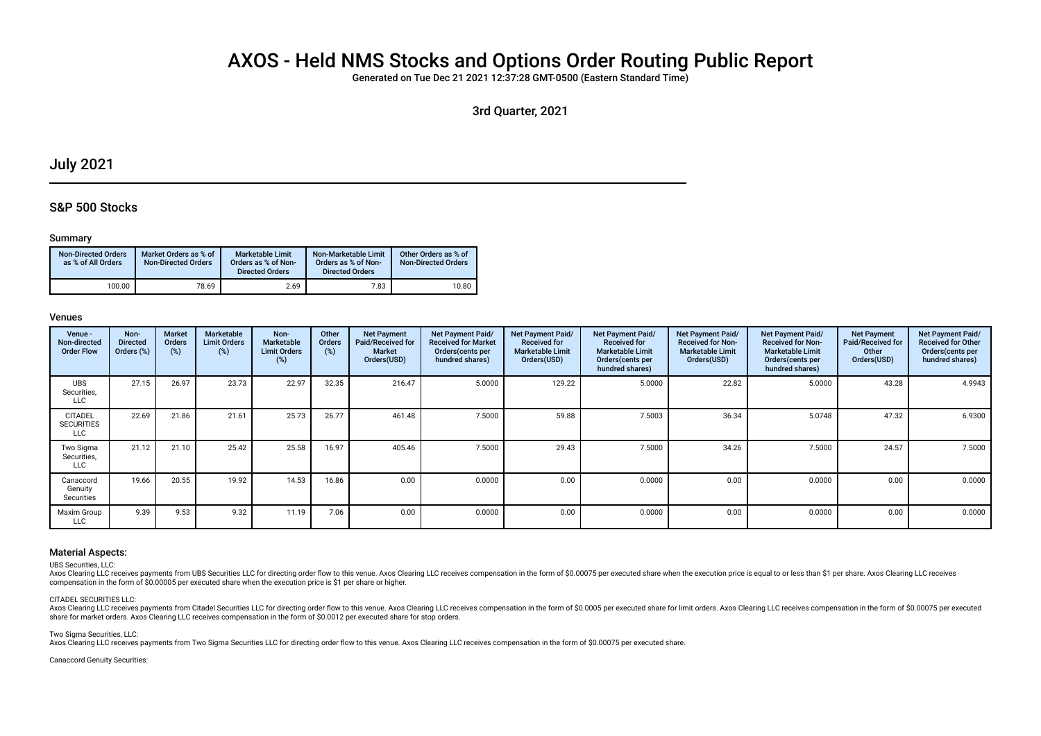# AXOS - Held NMS Stocks and Options Order Routing Public Report

Generated on Tue Dec 21 2021 12:37:28 GMT-0500 (Eastern Standard Time)

3rd Quarter, 2021

## July 2021

### S&P 500 Stocks

#### Summary

| Non-Directed Orders as % of All Orders | Market Orders as % of Non-Directed Orders | Marketable Limit Orders as % of Non-Directed Orders | Non-Marketable Limit Orders as % of Non-Directed Orders | Other Orders as % of Non-Directed Orders |
|---|---|---|---|---|
| 100.00 | 78.69 | 2.69 | 7.83 | 10.80 |

#### Venues

| Venue - Non-directed Order Flow | Non-Directed Orders (%) | Market Orders (%) | Marketable Limit Orders (%) | Non-Marketable Limit Orders (%) | Other Orders (%) | Net Payment Paid/Received for Market Orders(USD) | Net Payment Paid/Received for Market Orders(cents per hundred shares) | Net Payment Paid/Received for Marketable Limit Orders(USD) | Net Payment Paid/Received for Marketable Limit Orders(cents per hundred shares) | Net Payment Paid/Received for Non-Marketable Limit Orders(USD) | Net Payment Paid/Received for Non-Marketable Limit Orders(cents per hundred shares) | Net Payment Paid/Received for Other Orders(USD) | Net Payment Paid/Received for Other Orders(cents per hundred shares) |
|---|---|---|---|---|---|---|---|---|---|---|---|---|---|
| UBS Securities, LLC | 27.15 | 26.97 | 23.73 | 22.97 | 32.35 | 216.47 | 5.0000 | 129.22 | 5.0000 | 22.82 | 5.0000 | 43.28 | 4.9943 |
| CITADEL SECURITIES LLC | 22.69 | 21.86 | 21.61 | 25.73 | 26.77 | 461.48 | 7.5000 | 59.88 | 7.5003 | 36.34 | 5.0748 | 47.32 | 6.9300 |
| Two Sigma Securities, LLC | 21.12 | 21.10 | 25.42 | 25.58 | 16.97 | 405.46 | 7.5000 | 29.43 | 7.5000 | 34.26 | 7.5000 | 24.57 | 7.5000 |
| Canaccord Genuity Securities | 19.66 | 20.55 | 19.92 | 14.53 | 16.86 | 0.00 | 0.0000 | 0.00 | 0.0000 | 0.00 | 0.0000 | 0.00 | 0.0000 |
| Maxim Group LLC | 9.39 | 9.53 | 9.32 | 11.19 | 7.06 | 0.00 | 0.0000 | 0.00 | 0.0000 | 0.00 | 0.0000 | 0.00 | 0.0000 |

#### Material Aspects:

UBS Securities, LLC:

Axos Clearing LLC receives payments from UBS Securities LLC for directing order flow to this venue. Axos Clearing LLC receives compensation in the form of $0.00075 per executed share when the execution price is equal to or less than $1 per share. Axos Clearing LLC receives compensation in the form of $0.00005 per executed share when the execution price is $1 per share or higher.

CITADEL SECURITIES LLC:

Axos Clearing LLC receives payments from Citadel Securities LLC for directing order flow to this venue. Axos Clearing LLC receives compensation in the form of $0.0005 per executed share for limit orders. Axos Clearing LLC receives compensation in the form of $0.00075 per executed share for market orders. Axos Clearing LLC receives compensation in the form of $0.0012 per executed share for stop orders.

Two Sigma Securities, LLC:

Axos Clearing LLC receives payments from Two Sigma Securities LLC for directing order flow to this venue. Axos Clearing LLC receives compensation in the form of $0.00075 per executed share.

Canaccord Genuity Securities: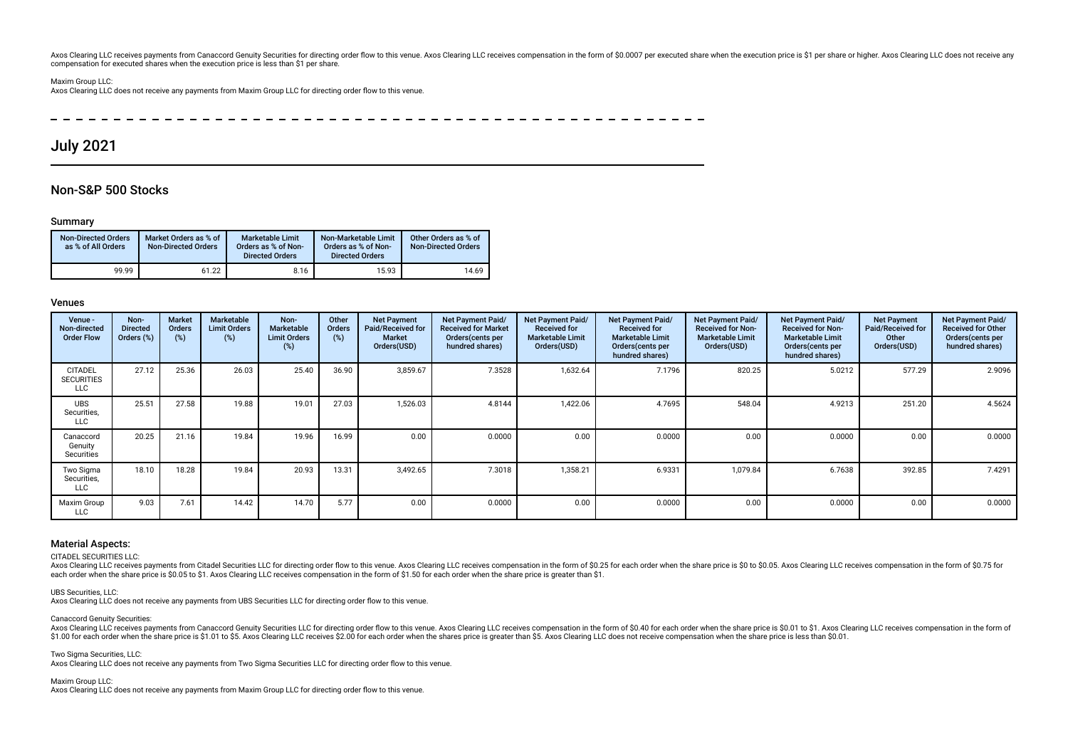Axos Clearing LLC receives payments from Canaccord Genuity Securities for directing order flow to this venue. Axos Clearing LLC receives compensation in the form of $0.0007 per executed share when the execution price is $1 per share or higher. Axos Clearing LLC does not receive any compensation for executed shares when the execution price is less than $1 per share.

Maxim Group LLC:
Axos Clearing LLC does not receive any payments from Maxim Group LLC for directing order flow to this venue.

# July 2021

## Non-S&P 500 Stocks

### Summary

| Non-Directed Orders as % of All Orders | Market Orders as % of Non-Directed Orders | Marketable Limit Orders as % of Non-Directed Orders | Non-Marketable Limit Orders as % of Non-Directed Orders | Other Orders as % of Non-Directed Orders |
|---|---|---|---|---|
| 99.99 | 61.22 | 8.16 | 15.93 | 14.69 |

### Venues

| Venue - Non-directed Order Flow | Non-Directed Orders (%) | Market Orders (%) | Marketable Limit Orders (%) | Non-Marketable Limit Orders (%) | Other Orders (%) | Net Payment Paid/Received for Market Orders(USD) | Net Payment Paid/Received for Market Orders(cents per hundred shares) | Net Payment Paid/Received for Marketable Limit Orders(USD) | Net Payment Paid/Received for Marketable Limit Orders(cents per hundred shares) | Net Payment Paid/Received for Non-Marketable Limit Orders(USD) | Net Payment Paid/Received for Non-Marketable Limit Orders(cents per hundred shares) | Net Payment Paid/Received for Other Orders(USD) | Net Payment Paid/Received for Other Orders(cents per hundred shares) |
|---|---|---|---|---|---|---|---|---|---|---|---|---|---|
| CITADEL SECURITIES LLC | 27.12 | 25.36 | 26.03 | 25.40 | 36.90 | 3,859.67 | 7.3528 | 1,632.64 | 7.1796 | 820.25 | 5.0212 | 577.29 | 2.9096 |
| UBS Securities, LLC | 25.51 | 27.58 | 19.88 | 19.01 | 27.03 | 1,526.03 | 4.8144 | 1,422.06 | 4.7695 | 548.04 | 4.9213 | 251.20 | 4.5624 |
| Canaccord Genuity Securities | 20.25 | 21.16 | 19.84 | 19.96 | 16.99 | 0.00 | 0.0000 | 0.00 | 0.0000 | 0.00 | 0.0000 | 0.00 | 0.0000 |
| Two Sigma Securities, LLC | 18.10 | 18.28 | 19.84 | 20.93 | 13.31 | 3,492.65 | 7.3018 | 1,358.21 | 6.9331 | 1,079.84 | 6.7638 | 392.85 | 7.4291 |
| Maxim Group LLC | 9.03 | 7.61 | 14.42 | 14.70 | 5.77 | 0.00 | 0.0000 | 0.00 | 0.0000 | 0.00 | 0.0000 | 0.00 | 0.0000 |

### Material Aspects:

CITADEL SECURITIES LLC:
Axos Clearing LLC receives payments from Citadel Securities LLC for directing order flow to this venue. Axos Clearing LLC receives compensation in the form of $0.25 for each order when the share price is $0 to $0.05. Axos Clearing LLC receives compensation in the form of $0.75 for each order when the share price is $0.05 to $1. Axos Clearing LLC receives compensation in the form of $1.50 for each order when the share price is greater than $1.

UBS Securities, LLC:
Axos Clearing LLC does not receive any payments from UBS Securities LLC for directing order flow to this venue.

Canaccord Genuity Securities:
Axos Clearing LLC receives payments from Canaccord Genuity Securities LLC for directing order flow to this venue. Axos Clearing LLC receives compensation in the form of $0.40 for each order when the share price is $0.01 to $1. Axos Clearing LLC receives compensation in the form of $1.00 for each order when the share price is $1.01 to $5. Axos Clearing LLC receives $2.00 for each order when the shares price is greater than $5. Axos Clearing LLC does not receive compensation when the share price is less than $0.01.

Two Sigma Securities, LLC:
Axos Clearing LLC does not receive any payments from Two Sigma Securities LLC for directing order flow to this venue.

Maxim Group LLC:
Axos Clearing LLC does not receive any payments from Maxim Group LLC for directing order flow to this venue.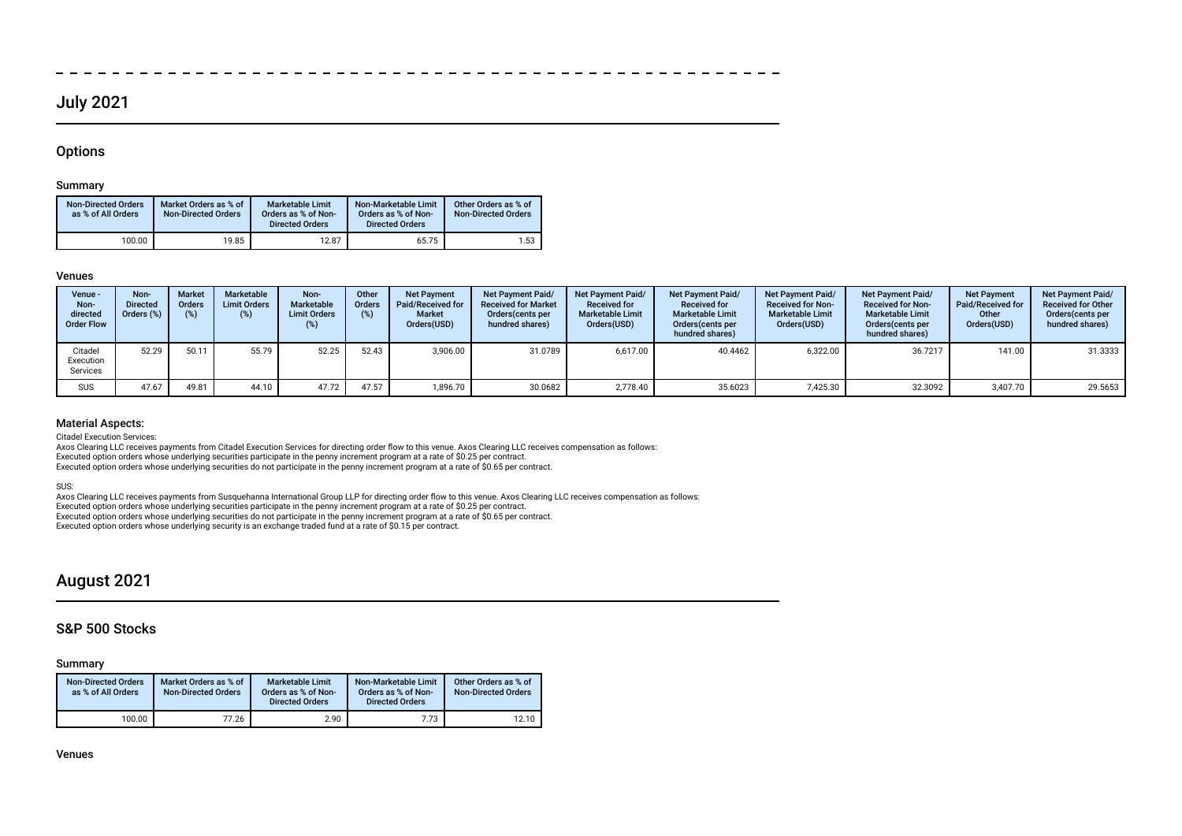## July 2021

### Options

#### Summary

| Non-Directed Orders as % of All Orders | Market Orders as % of Non-Directed Orders | Marketable Limit Orders as % of Non-Directed Orders | Non-Marketable Limit Orders as % of Non-Directed Orders | Other Orders as % of Non-Directed Orders |
|---|---|---|---|---|
| 100.00 | 19.85 | 12.87 | 65.75 | 1.53 |

#### Venues

| Venue - Non-directed Order Flow | Non-Directed Orders (%) | Market Orders (%) | Marketable Limit Orders (%) | Non-Marketable Limit Orders (%) | Other Orders (%) | Net Payment Paid/Received for Market Orders(USD) | Net Payment Paid/ Received for Market Orders(cents per hundred shares) | Net Payment Paid/ Received for Marketable Limit Orders(USD) | Net Payment Paid/ Received for Marketable Limit Orders(cents per hundred shares) | Net Payment Paid/ Received for Non-Marketable Limit Orders(USD) | Net Payment Paid/ Received for Non-Marketable Limit Orders(cents per hundred shares) | Net Payment Paid/Received for Other Orders(USD) | Net Payment Paid/ Received for Other Orders(cents per hundred shares) |
|---|---|---|---|---|---|---|---|---|---|---|---|---|---|
| Citadel Execution Services | 52.29 | 50.11 | 55.79 | 52.25 | 52.43 | 3,906.00 | 31.0789 | 6,617.00 | 40.4462 | 6,322.00 | 36.7217 | 141.00 | 31.3333 |
| SUS | 47.67 | 49.81 | 44.10 | 47.72 | 47.57 | 1,896.70 | 30.0682 | 2,778.40 | 35.6023 | 7,425.30 | 32.3092 | 3,407.70 | 29.5653 |

#### Material Aspects:

Citadel Execution Services:

Axos Clearing LLC receives payments from Citadel Execution Services for directing order flow to this venue. Axos Clearing LLC receives compensation as follows:
Executed option orders whose underlying securities participate in the penny increment program at a rate of $0.25 per contract.
Executed option orders whose underlying securities do not participate in the penny increment program at a rate of $0.65 per contract.

SUS:

Axos Clearing LLC receives payments from Susquehanna International Group LLP for directing order flow to this venue. Axos Clearing LLC receives compensation as follows:
Executed option orders whose underlying securities participate in the penny increment program at a rate of $0.25 per contract.
Executed option orders whose underlying securities do not participate in the penny increment program at a rate of $0.65 per contract.
Executed option orders whose underlying security is an exchange traded fund at a rate of $0.15 per contract.

## August 2021

### S&P 500 Stocks

#### Summary

| Non-Directed Orders as % of All Orders | Market Orders as % of Non-Directed Orders | Marketable Limit Orders as % of Non-Directed Orders | Non-Marketable Limit Orders as % of Non-Directed Orders | Other Orders as % of Non-Directed Orders |
|---|---|---|---|---|
| 100.00 | 77.26 | 2.90 | 7.73 | 12.10 |

#### Venues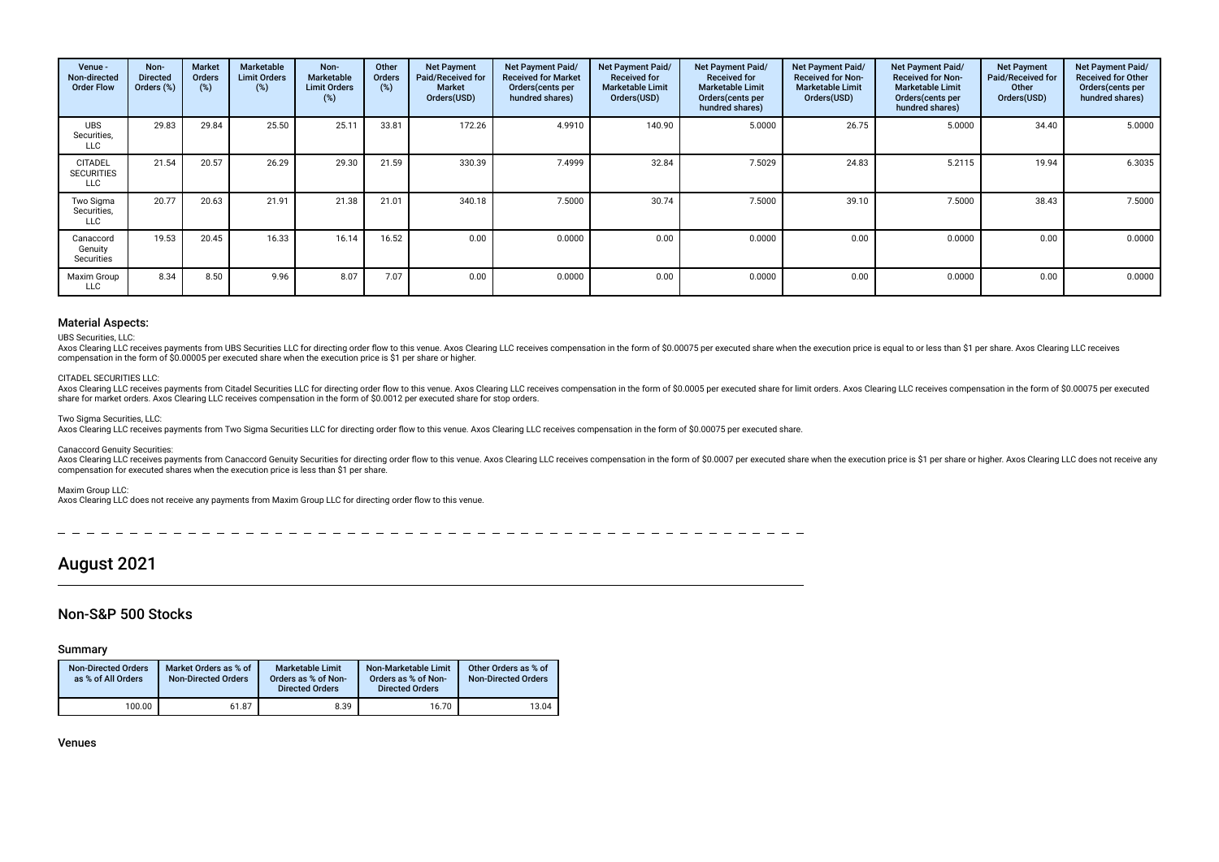| Venue - Non-directed Order Flow | Non-Directed Orders (%) | Market Orders (%) | Marketable Limit Orders (%) | Non-Marketable Limit Orders (%) | Other Orders (%) | Net Payment Paid/Received for Market Orders(USD) | Net Payment Paid/ Received for Market Orders(cents per hundred shares) | Net Payment Paid/ Received for Marketable Limit Orders(USD) | Net Payment Paid/ Received for Marketable Limit Orders(cents per hundred shares) | Net Payment Paid/ Received for Non-Marketable Limit Orders(USD) | Net Payment Paid/ Received for Non-Marketable Limit Orders(cents per hundred shares) | Net Payment Paid/Received for Other Orders(USD) | Net Payment Paid/ Received for Other Orders(cents per hundred shares) |
|---|---|---|---|---|---|---|---|---|---|---|---|---|---|
| UBS Securities, LLC | 29.83 | 29.84 | 25.50 | 25.11 | 33.81 | 172.26 | 4.9910 | 140.90 | 5.0000 | 26.75 | 5.0000 | 34.40 | 5.0000 |
| CITADEL SECURITIES LLC | 21.54 | 20.57 | 26.29 | 29.30 | 21.59 | 330.39 | 7.4999 | 32.84 | 7.5029 | 24.83 | 5.2115 | 19.94 | 6.3035 |
| Two Sigma Securities, LLC | 20.77 | 20.63 | 21.91 | 21.38 | 21.01 | 340.18 | 7.5000 | 30.74 | 7.5000 | 39.10 | 7.5000 | 38.43 | 7.5000 |
| Canaccord Genuity Securities | 19.53 | 20.45 | 16.33 | 16.14 | 16.52 | 0.00 | 0.0000 | 0.00 | 0.0000 | 0.00 | 0.0000 | 0.00 | 0.0000 |
| Maxim Group LLC | 8.34 | 8.50 | 9.96 | 8.07 | 7.07 | 0.00 | 0.0000 | 0.00 | 0.0000 | 0.00 | 0.0000 | 0.00 | 0.0000 |

### Material Aspects:

UBS Securities, LLC:

Axos Clearing LLC receives payments from UBS Securities LLC for directing order flow to this venue. Axos Clearing LLC receives compensation in the form of $0.00075 per executed share when the execution price is equal to or less than $1 per share. Axos Clearing LLC receives compensation in the form of $0.00005 per executed share when the execution price is $1 per share or higher.

CITADEL SECURITIES LLC:

Axos Clearing LLC receives payments from Citadel Securities LLC for directing order flow to this venue. Axos Clearing LLC receives compensation in the form of $0.0005 per executed share for limit orders. Axos Clearing LLC receives compensation in the form of $0.00075 per executed share for market orders. Axos Clearing LLC receives compensation in the form of $0.0012 per executed share for stop orders.

Two Sigma Securities, LLC:

Axos Clearing LLC receives payments from Two Sigma Securities LLC for directing order flow to this venue. Axos Clearing LLC receives compensation in the form of $0.00075 per executed share.

Canaccord Genuity Securities:

Axos Clearing LLC receives payments from Canaccord Genuity Securities for directing order flow to this venue. Axos Clearing LLC receives compensation in the form of $0.0007 per executed share when the execution price is $1 per share or higher. Axos Clearing LLC does not receive any compensation for executed shares when the execution price is less than $1 per share.

Maxim Group LLC:

Axos Clearing LLC does not receive any payments from Maxim Group LLC for directing order flow to this venue.

# August 2021

## Non-S&P 500 Stocks

### Summary

| Non-Directed Orders as % of All Orders | Market Orders as % of Non-Directed Orders | Marketable Limit Orders as % of Non-Directed Orders | Non-Marketable Limit Orders as % of Non-Directed Orders | Other Orders as % of Non-Directed Orders |
|---|---|---|---|---|
| 100.00 | 61.87 | 8.39 | 16.70 | 13.04 |

### Venues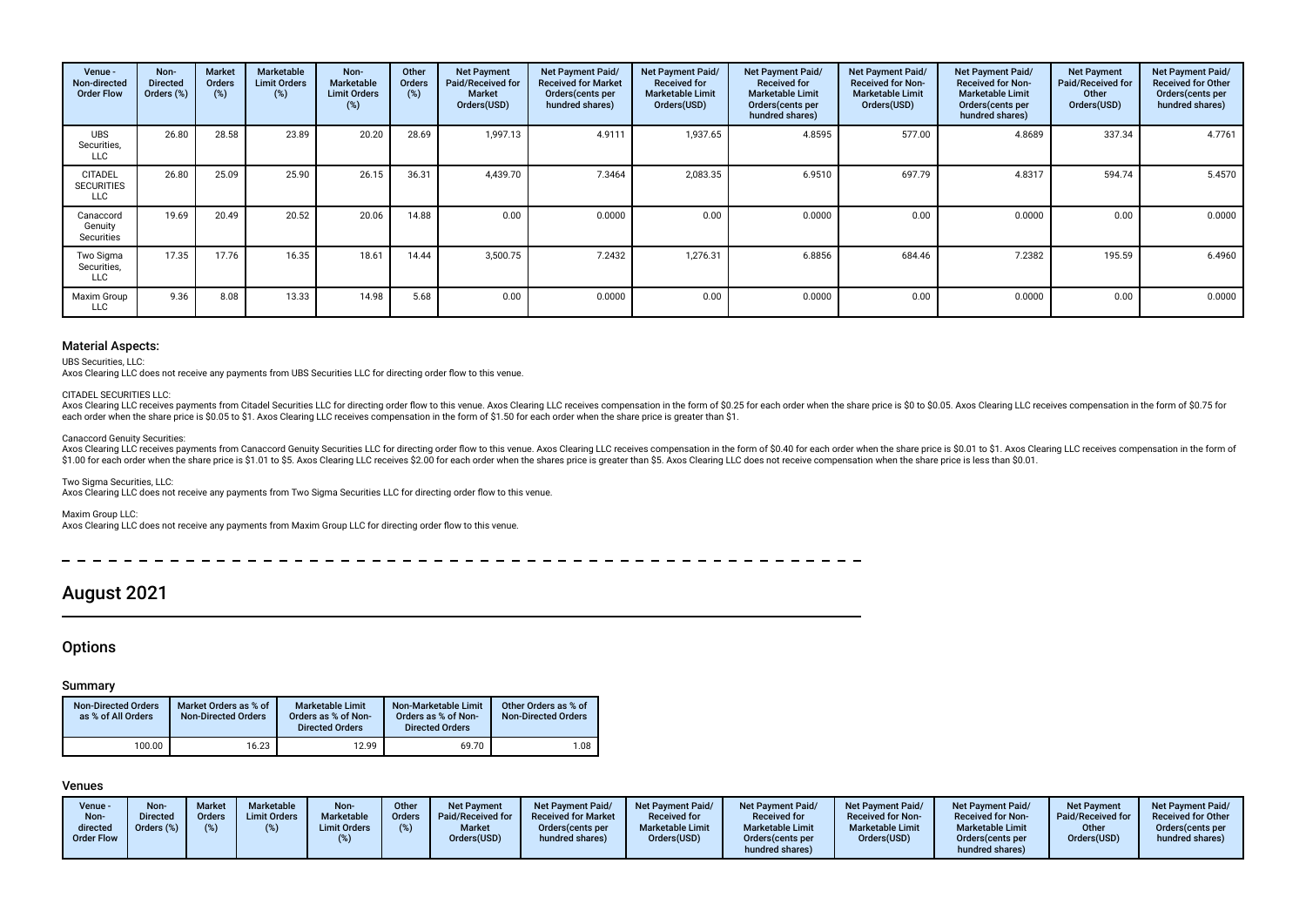| Venue - Non-directed Order Flow | Non-Directed Orders (%) | Market Orders (%) | Marketable Limit Orders (%) | Non-Marketable Limit Orders (%) | Other Orders (%) | Net Payment Paid/Received for Market Orders(USD) | Net Payment Paid/ Received for Market Orders(cents per hundred shares) | Net Payment Paid/ Received for Marketable Limit Orders(USD) | Net Payment Paid/ Received for Marketable Limit Orders(cents per hundred shares) | Net Payment Paid/ Received for Non-Marketable Limit Orders(USD) | Net Payment Paid/ Received for Non-Marketable Limit Orders(cents per hundred shares) | Net Payment Paid/Received for Other Orders(USD) | Net Payment Paid/ Received for Other Orders(cents per hundred shares) |
|---|---|---|---|---|---|---|---|---|---|---|---|---|---|
| UBS Securities, LLC | 26.80 | 28.58 | 23.89 | 20.20 | 28.69 | 1,997.13 | 4.9111 | 1,937.65 | 4.8595 | 577.00 | 4.8689 | 337.34 | 4.7761 |
| CITADEL SECURITIES LLC | 26.80 | 25.09 | 25.90 | 26.15 | 36.31 | 4,439.70 | 7.3464 | 2,083.35 | 6.9510 | 697.79 | 4.8317 | 594.74 | 5.4570 |
| Canaccord Genuity Securities | 19.69 | 20.49 | 20.52 | 20.06 | 14.88 | 0.00 | 0.0000 | 0.00 | 0.0000 | 0.00 | 0.0000 | 0.00 | 0.0000 |
| Two Sigma Securities, LLC | 17.35 | 17.76 | 16.35 | 18.61 | 14.44 | 3,500.75 | 7.2432 | 1,276.31 | 6.8856 | 684.46 | 7.2382 | 195.59 | 6.4960 |
| Maxim Group LLC | 9.36 | 8.08 | 13.33 | 14.98 | 5.68 | 0.00 | 0.0000 | 0.00 | 0.0000 | 0.00 | 0.0000 | 0.00 | 0.0000 |

### Material Aspects:

UBS Securities, LLC:
Axos Clearing LLC does not receive any payments from UBS Securities LLC for directing order flow to this venue.

CITADEL SECURITIES LLC:
Axos Clearing LLC receives payments from Citadel Securities LLC for directing order flow to this venue. Axos Clearing LLC receives compensation in the form of $0.25 for each order when the share price is $0 to $0.05. Axos Clearing LLC receives compensation in the form of $0.75 for each order when the share price is $0.05 to $1. Axos Clearing LLC receives compensation in the form of $1.50 for each order when the share price is greater than $1.

Canaccord Genuity Securities:
Axos Clearing LLC receives payments from Canaccord Genuity Securities LLC for directing order flow to this venue. Axos Clearing LLC receives compensation in the form of $0.40 for each order when the share price is $0.01 to $1. Axos Clearing LLC receives compensation in the form of $1.00 for each order when the share price is $1.01 to $5. Axos Clearing LLC receives $2.00 for each order when the shares price is greater than $5. Axos Clearing LLC does not receive compensation when the share price is less than $0.01.

Two Sigma Securities, LLC:
Axos Clearing LLC does not receive any payments from Two Sigma Securities LLC for directing order flow to this venue.

Maxim Group LLC:
Axos Clearing LLC does not receive any payments from Maxim Group LLC for directing order flow to this venue.

# August 2021

## Options

### Summary

| Non-Directed Orders as % of All Orders | Market Orders as % of Non-Directed Orders | Marketable Limit Orders as % of Non-Directed Orders | Non-Marketable Limit Orders as % of Non-Directed Orders | Other Orders as % of Non-Directed Orders |
|---|---|---|---|---|
| 100.00 | 16.23 | 12.99 | 69.70 | 1.08 |

### Venues

| Venue - Non-directed Order Flow | Non-Directed Orders (%) | Market Orders (%) | Marketable Limit Orders (%) | Non-Marketable Limit Orders (%) | Other Orders (%) | Net Payment Paid/Received for Market Orders(USD) | Net Payment Paid/ Received for Market Orders(cents per hundred shares) | Net Payment Paid/ Received for Marketable Limit Orders(USD) | Net Payment Paid/ Received for Marketable Limit Orders(cents per hundred shares) | Net Payment Paid/ Received for Non-Marketable Limit Orders(USD) | Net Payment Paid/ Received for Non-Marketable Limit Orders(cents per hundred shares) | Net Payment Paid/Received for Other Orders(USD) | Net Payment Paid/ Received for Other Orders(cents per hundred shares) |
|---|---|---|---|---|---|---|---|---|---|---|---|---|---|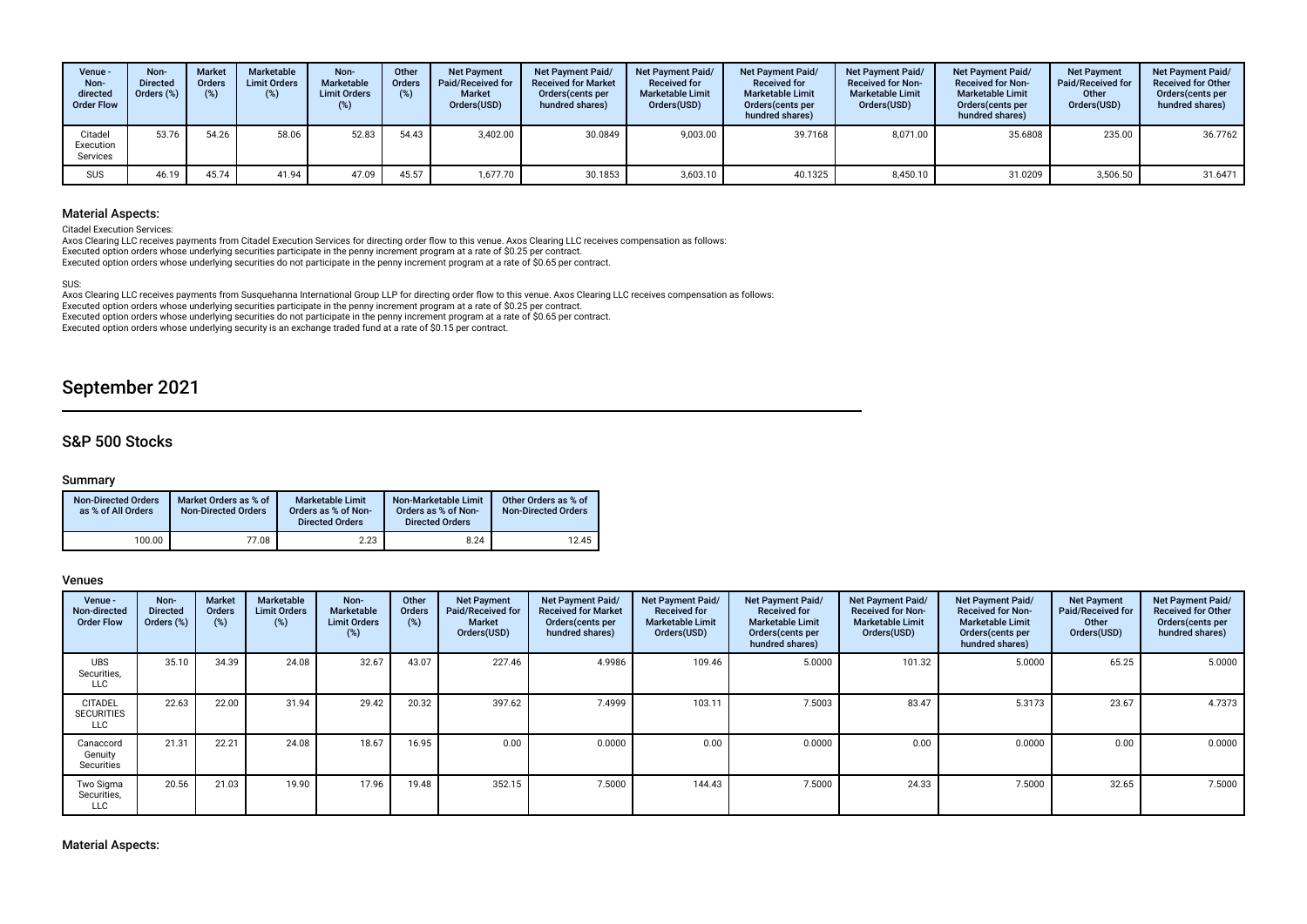| Venue - Non-directed Order Flow | Non-Directed Orders (%) | Market Orders (%) | Marketable Limit Orders (%) | Non-Marketable Limit Orders (%) | Other Orders (%) | Net Payment Paid/Received for Market Orders(USD) | Net Payment Paid/Received for Market Orders(cents per hundred shares) | Net Payment Paid/Received for Marketable Limit Orders(USD) | Net Payment Paid/Received for Marketable Limit Orders(cents per hundred shares) | Net Payment Paid/Received for Non-Marketable Limit Orders(USD) | Net Payment Paid/Received for Non-Marketable Limit Orders(cents per hundred shares) | Net Payment Paid/Received for Other Orders(USD) | Net Payment Paid/Received for Other Orders(cents per hundred shares) |
|---|---|---|---|---|---|---|---|---|---|---|---|---|---|
| Citadel Execution Services | 53.76 | 54.26 | 58.06 | 52.83 | 54.43 | 3,402.00 | 30.0849 | 9,003.00 | 39.7168 | 8,071.00 | 35.6808 | 235.00 | 36.7762 |
| SUS | 46.19 | 45.74 | 41.94 | 47.09 | 45.57 | 1,677.70 | 30.1853 | 3,603.10 | 40.1325 | 8,450.10 | 31.0209 | 3,506.50 | 31.6471 |

### Material Aspects:

Citadel Execution Services:

Axos Clearing LLC receives payments from Citadel Execution Services for directing order flow to this venue. Axos Clearing LLC receives compensation as follows:
Executed option orders whose underlying securities participate in the penny increment program at a rate of $0.25 per contract.
Executed option orders whose underlying securities do not participate in the penny increment program at a rate of $0.65 per contract.

SUS:

Axos Clearing LLC receives payments from Susquehanna International Group LLP for directing order flow to this venue. Axos Clearing LLC receives compensation as follows:
Executed option orders whose underlying securities participate in the penny increment program at a rate of $0.25 per contract.
Executed option orders whose underlying securities do not participate in the penny increment program at a rate of $0.65 per contract.
Executed option orders whose underlying security is an exchange traded fund at a rate of $0.15 per contract.

# September 2021

## S&P 500 Stocks

### Summary

| Non-Directed Orders as % of All Orders | Market Orders as % of Non-Directed Orders | Marketable Limit Orders as % of Non-Directed Orders | Non-Marketable Limit Orders as % of Non-Directed Orders | Other Orders as % of Non-Directed Orders |
|---|---|---|---|---|
| 100.00 | 77.08 | 2.23 | 8.24 | 12.45 |

### Venues

| Venue - Non-directed Order Flow | Non-Directed Orders (%) | Market Orders (%) | Marketable Limit Orders (%) | Non-Marketable Limit Orders (%) | Other Orders (%) | Net Payment Paid/Received for Market Orders(USD) | Net Payment Paid/Received for Market Orders(cents per hundred shares) | Net Payment Paid/Received for Marketable Limit Orders(USD) | Net Payment Paid/Received for Marketable Limit Orders(cents per hundred shares) | Net Payment Paid/Received for Non-Marketable Limit Orders(USD) | Net Payment Paid/Received for Non-Marketable Limit Orders(cents per hundred shares) | Net Payment Paid/Received for Other Orders(USD) | Net Payment Paid/Received for Other Orders(cents per hundred shares) |
|---|---|---|---|---|---|---|---|---|---|---|---|---|---|
| UBS Securities, LLC | 35.10 | 34.39 | 24.08 | 32.67 | 43.07 | 227.46 | 4.9986 | 109.46 | 5.0000 | 101.32 | 5.0000 | 65.25 | 5.0000 |
| CITADEL SECURITIES LLC | 22.63 | 22.00 | 31.94 | 29.42 | 20.32 | 397.62 | 7.4999 | 103.11 | 7.5003 | 83.47 | 5.3173 | 23.67 | 4.7373 |
| Canaccord Genuity Securities | 21.31 | 22.21 | 24.08 | 18.67 | 16.95 | 0.00 | 0.0000 | 0.00 | 0.0000 | 0.00 | 0.0000 | 0.00 | 0.0000 |
| Two Sigma Securities, LLC | 20.56 | 21.03 | 19.90 | 17.96 | 19.48 | 352.15 | 7.5000 | 144.43 | 7.5000 | 24.33 | 7.5000 | 32.65 | 7.5000 |

### Material Aspects: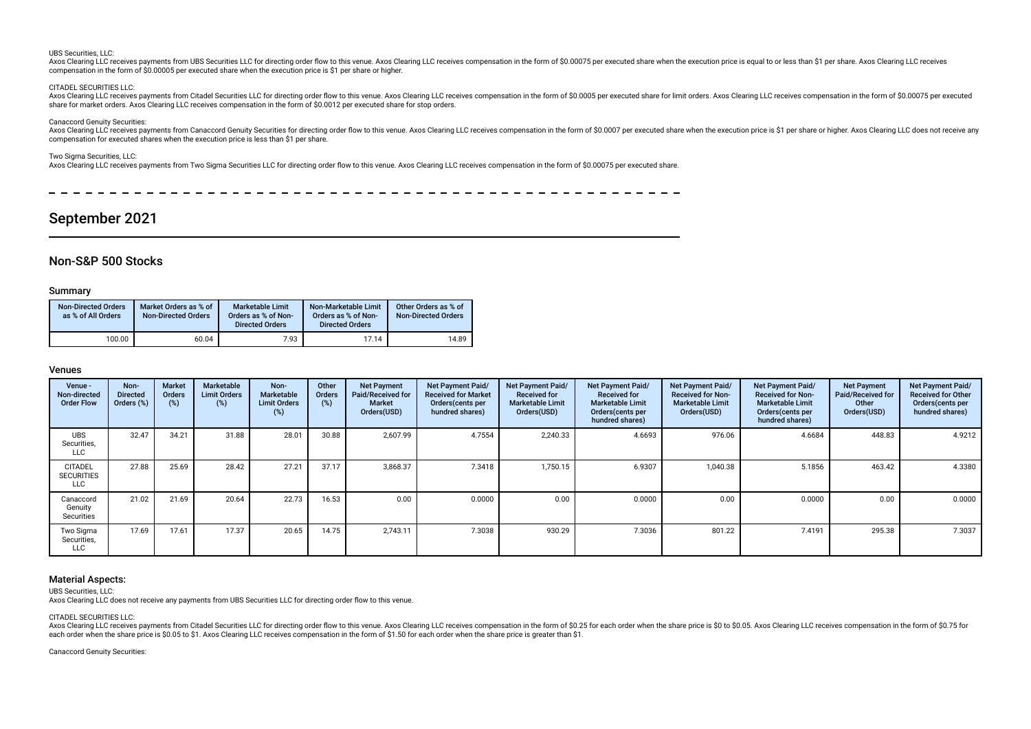UBS Securities, LLC:

Axos Clearing LLC receives payments from UBS Securities LLC for directing order flow to this venue. Axos Clearing LLC receives compensation in the form of $0.00075 per executed share when the execution price is equal to or less than $1 per share. Axos Clearing LLC receives compensation in the form of $0.00005 per executed share when the execution price is $1 per share or higher.

CITADEL SECURITIES LLC:

Axos Clearing LLC receives payments from Citadel Securities LLC for directing order flow to this venue. Axos Clearing LLC receives compensation in the form of $0.0005 per executed share for limit orders. Axos Clearing LLC receives compensation in the form of $0.00075 per executed share for market orders. Axos Clearing LLC receives compensation in the form of $0.0012 per executed share for stop orders.

Canaccord Genuity Securities:

Axos Clearing LLC receives payments from Canaccord Genuity Securities for directing order flow to this venue. Axos Clearing LLC receives compensation in the form of $0.0007 per executed share when the execution price is $1 per share or higher. Axos Clearing LLC does not receive any compensation for executed shares when the execution price is less than $1 per share.

Two Sigma Securities, LLC:

Axos Clearing LLC receives payments from Two Sigma Securities LLC for directing order flow to this venue. Axos Clearing LLC receives compensation in the form of $0.00075 per executed share.

# September 2021

## Non-S&P 500 Stocks

### Summary

| Non-Directed Orders as % of All Orders | Market Orders as % of Non-Directed Orders | Marketable Limit Orders as % of Non-Directed Orders | Non-Marketable Limit Orders as % of Non-Directed Orders | Other Orders as % of Non-Directed Orders |
|---|---|---|---|---|
| 100.00 | 60.04 | 7.93 | 17.14 | 14.89 |

### Venues

| Venue - Non-directed Order Flow | Non-Directed Orders (%) | Market Orders (%) | Marketable Limit Orders (%) | Non-Marketable Limit Orders (%) | Other Orders (%) | Net Payment Paid/Received for Market Orders(USD) | Net Payment Paid/Received for Market Orders(cents per hundred shares) | Net Payment Paid/Received for Marketable Limit Orders(USD) | Net Payment Paid/Received for Marketable Limit Orders(cents per hundred shares) | Net Payment Paid/Received for Non-Marketable Limit Orders(USD) | Net Payment Paid/Received for Non-Marketable Limit Orders(cents per hundred shares) | Net Payment Paid/Received for Other Orders(USD) | Net Payment Paid/Received for Other Orders(cents per hundred shares) |
|---|---|---|---|---|---|---|---|---|---|---|---|---|---|
| UBS Securities, LLC | 32.47 | 34.21 | 31.88 | 28.01 | 30.88 | 2,607.99 | 4.7554 | 2,240.33 | 4.6693 | 976.06 | 4.6684 | 448.83 | 4.9212 |
| CITADEL SECURITIES LLC | 27.88 | 25.69 | 28.42 | 27.21 | 37.17 | 3,868.37 | 7.3418 | 1,750.15 | 6.9307 | 1,040.38 | 5.1856 | 463.42 | 4.3380 |
| Canaccord Genuity Securities | 21.02 | 21.69 | 20.64 | 22.73 | 16.53 | 0.00 | 0.0000 | 0.00 | 0.0000 | 0.00 | 0.0000 | 0.00 | 0.0000 |
| Two Sigma Securities, LLC | 17.69 | 17.61 | 17.37 | 20.65 | 14.75 | 2,743.11 | 7.3038 | 930.29 | 7.3036 | 801.22 | 7.4191 | 295.38 | 7.3037 |

### Material Aspects:

UBS Securities, LLC:

Axos Clearing LLC does not receive any payments from UBS Securities LLC for directing order flow to this venue.

CITADEL SECURITIES LLC:

Axos Clearing LLC receives payments from Citadel Securities LLC for directing order flow to this venue. Axos Clearing LLC receives compensation in the form of $0.25 for each order when the share price is $0 to $0.05. Axos Clearing LLC receives compensation in the form of $0.75 for each order when the share price is $0.05 to $1. Axos Clearing LLC receives compensation in the form of $1.50 for each order when the share price is greater than $1.

Canaccord Genuity Securities: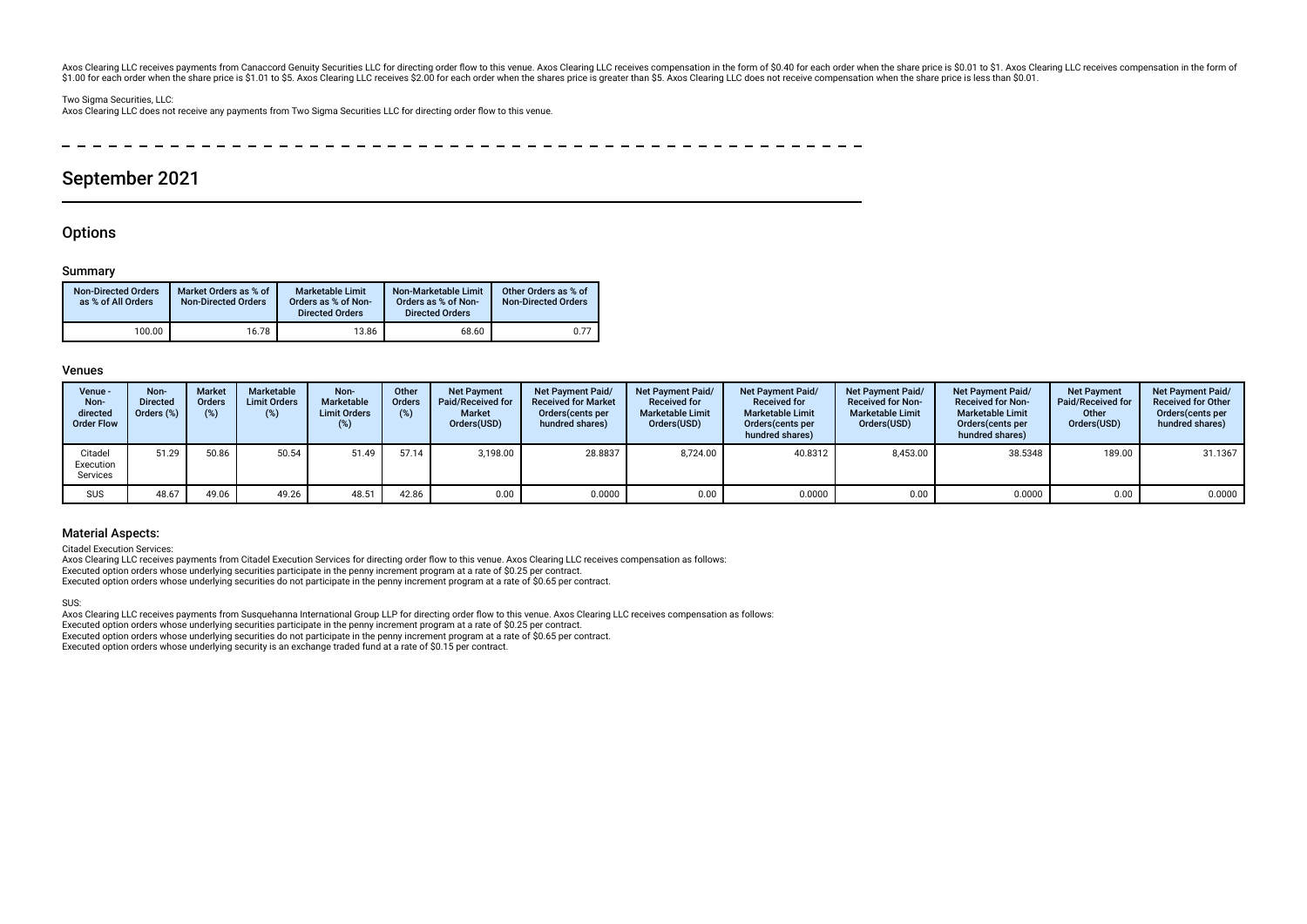Axos Clearing LLC receives payments from Canaccord Genuity Securities LLC for directing order flow to this venue. Axos Clearing LLC receives compensation in the form of $0.40 for each order when the share price is $0.01 to $1. Axos Clearing LLC receives compensation in the form of $1.00 for each order when the share price is $1.01 to $5. Axos Clearing LLC receives $2.00 for each order when the shares price is greater than $5. Axos Clearing LLC does not receive compensation when the share price is less than $0.01.

Two Sigma Securities, LLC:
Axos Clearing LLC does not receive any payments from Two Sigma Securities LLC for directing order flow to this venue.

# September 2021

## Options

### Summary

| Non-Directed Orders as % of All Orders | Market Orders as % of Non-Directed Orders | Marketable Limit Orders as % of Non-Directed Orders | Non-Marketable Limit Orders as % of Non-Directed Orders | Other Orders as % of Non-Directed Orders |
|---|---|---|---|---|
| 100.00 | 16.78 | 13.86 | 68.60 | 0.77 |

### Venues

| Venue - Non-directed Order Flow | Non-Directed Orders (%) | Market Orders (%) | Marketable Limit Orders (%) | Non-Marketable Limit Orders (%) | Other Orders (%) | Net Payment Paid/Received for Market Orders(USD) | Net Payment Paid/ Received for Market Orders(cents per hundred shares) | Net Payment Paid/ Received for Marketable Limit Orders(USD) | Net Payment Paid/ Received for Marketable Limit Orders(cents per hundred shares) | Net Payment Paid/ Received for Non-Marketable Limit Orders(USD) | Net Payment Paid/ Received for Non-Marketable Limit Orders(cents per hundred shares) | Net Payment Paid/Received for Other Orders(USD) | Net Payment Paid/ Received for Other Orders(cents per hundred shares) |
|---|---|---|---|---|---|---|---|---|---|---|---|---|---|
| Citadel Execution Services | 51.29 | 50.86 | 50.54 | 51.49 | 57.14 | 3,198.00 | 28.8837 | 8,724.00 | 40.8312 | 8,453.00 | 38.5348 | 189.00 | 31.1367 |
| SUS | 48.67 | 49.06 | 49.26 | 48.51 | 42.86 | 0.00 | 0.0000 | 0.00 | 0.0000 | 0.00 | 0.0000 | 0.00 | 0.0000 |

### Material Aspects:

Citadel Execution Services:
Axos Clearing LLC receives payments from Citadel Execution Services for directing order flow to this venue. Axos Clearing LLC receives compensation as follows:
Executed option orders whose underlying securities participate in the penny increment program at a rate of $0.25 per contract.
Executed option orders whose underlying securities do not participate in the penny increment program at a rate of $0.65 per contract.

SUS:
Axos Clearing LLC receives payments from Susquehanna International Group LLP for directing order flow to this venue. Axos Clearing LLC receives compensation as follows:
Executed option orders whose underlying securities participate in the penny increment program at a rate of $0.25 per contract.
Executed option orders whose underlying securities do not participate in the penny increment program at a rate of $0.65 per contract.
Executed option orders whose underlying security is an exchange traded fund at a rate of $0.15 per contract.